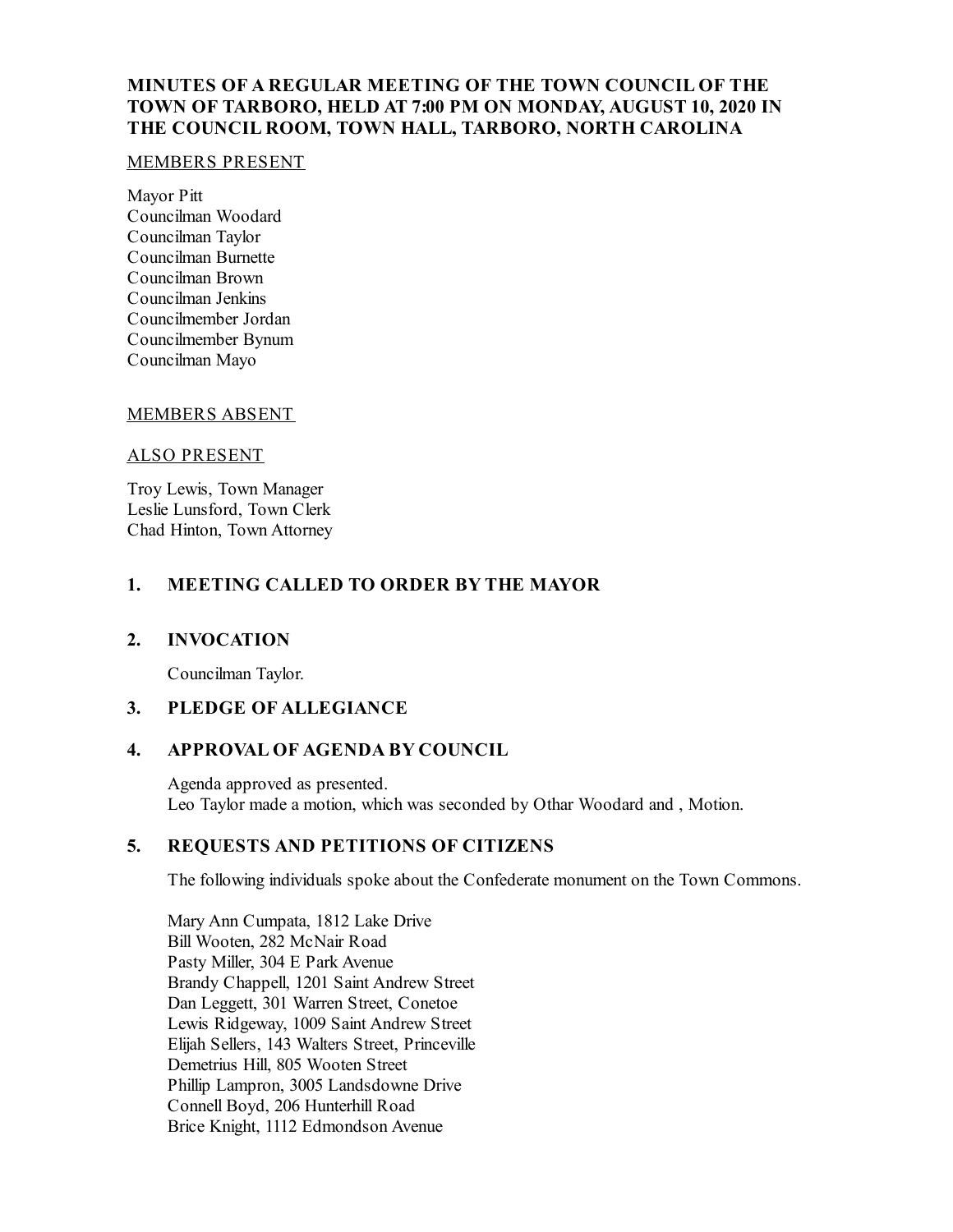**MINUTES OF A REGULAR MEETING OF THE TOWN COUNCIL OF THE TOWN OF TARBORO, HELD AT 7:00 PM ON MONDAY, AUGUST 10, 2020 IN THE COUNCIL ROOM, TOWN HALL, TARBORO, NORTH CAROLINA**

MEMBERS PRESENT

Mayor Pitt
Councilman Woodard
Councilman Taylor
Councilman Burnette
Councilman Brown
Councilman Jenkins
Councilmember Jordan
Councilmember Bynum
Councilman Mayo

MEMBERS ABSENT

ALSO PRESENT

Troy Lewis, Town Manager
Leslie Lunsford, Town Clerk
Chad Hinton, Town Attorney

## 1. MEETING CALLED TO ORDER BY THE MAYOR

## 2. INVOCATION

Councilman Taylor.

## 3. PLEDGE OF ALLEGIANCE

## 4. APPROVAL OF AGENDA BY COUNCIL

Agenda approved as presented.
Leo Taylor made a motion, which was seconded by Othar Woodard and , Motion.

## 5. REQUESTS AND PETITIONS OF CITIZENS

The following individuals spoke about the Confederate monument on the Town Commons.

Mary Ann Cumpata, 1812 Lake Drive
Bill Wooten, 282 McNair Road
Pasty Miller, 304 E Park Avenue
Brandy Chappell, 1201 Saint Andrew Street
Dan Leggett, 301 Warren Street, Conetoe
Lewis Ridgeway, 1009 Saint Andrew Street
Elijah Sellers, 143 Walters Street, Princeville
Demetrius Hill, 805 Wooten Street
Phillip Lampron, 3005 Landsdowne Drive
Connell Boyd, 206 Hunterhill Road
Brice Knight, 1112 Edmondson Avenue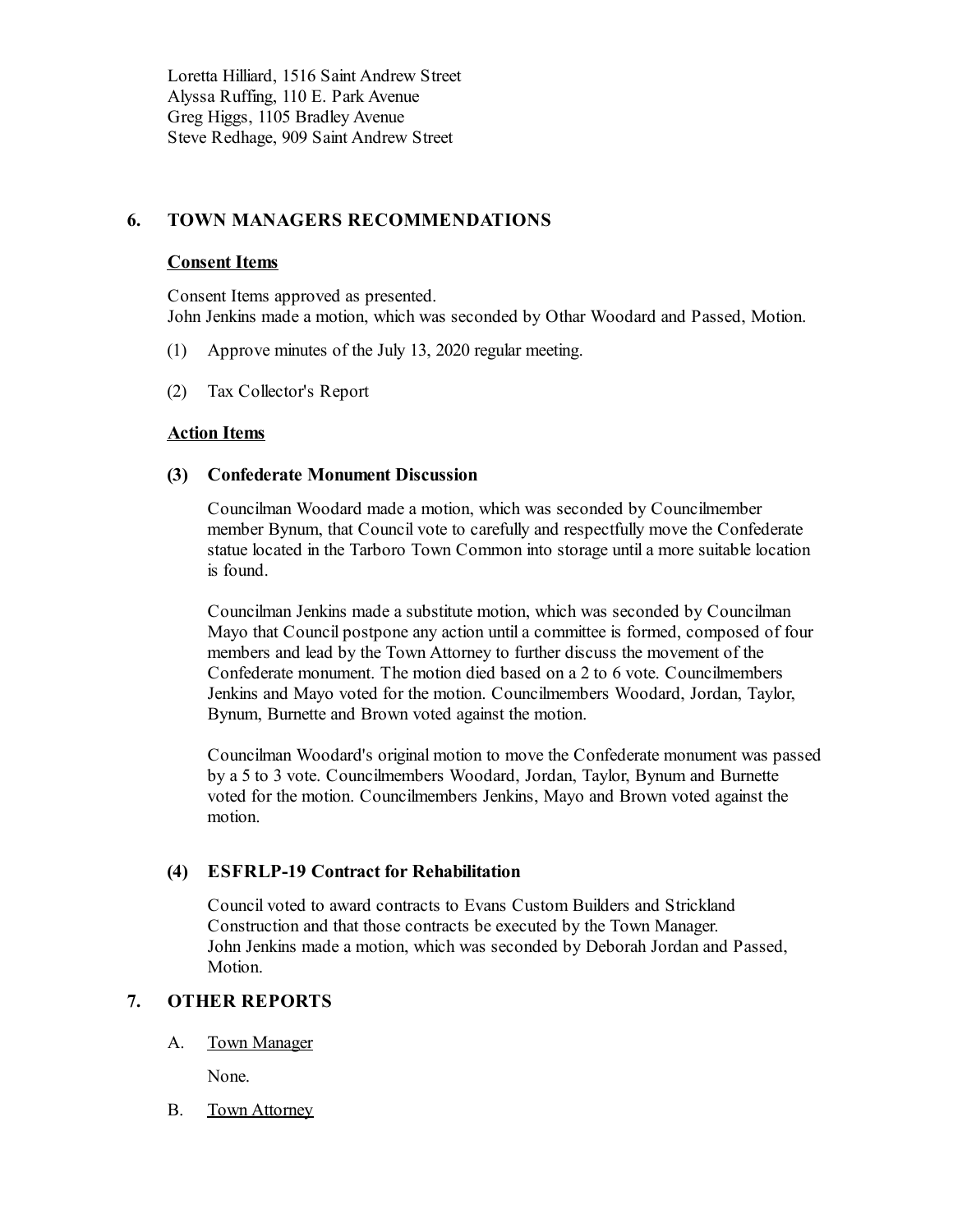Loretta Hilliard, 1516 Saint Andrew Street
Alyssa Ruffing, 110 E. Park Avenue
Greg Higgs, 1105 Bradley Avenue
Steve Redhage, 909 Saint Andrew Street

## 6. TOWN MANAGERS RECOMMENDATIONS

### Consent Items

Consent Items approved as presented.
John Jenkins made a motion, which was seconded by Othar Woodard and Passed, Motion.

(1) Approve minutes of the July 13, 2020 regular meeting.

(2) Tax Collector's Report

### Action Items

#### (3) Confederate Monument Discussion

Councilman Woodard made a motion, which was seconded by Councilmember member Bynum, that Council vote to carefully and respectfully move the Confederate statue located in the Tarboro Town Common into storage until a more suitable location is found.

Councilman Jenkins made a substitute motion, which was seconded by Councilman Mayo that Council postpone any action until a committee is formed, composed of four members and lead by the Town Attorney to further discuss the movement of the Confederate monument. The motion died based on a 2 to 6 vote. Councilmembers Jenkins and Mayo voted for the motion. Councilmembers Woodard, Jordan, Taylor, Bynum, Burnette and Brown voted against the motion.

Councilman Woodard's original motion to move the Confederate monument was passed by a 5 to 3 vote. Councilmembers Woodard, Jordan, Taylor, Bynum and Burnette voted for the motion. Councilmembers Jenkins, Mayo and Brown voted against the motion.

#### (4) ESFRLP-19 Contract for Rehabilitation

Council voted to award contracts to Evans Custom Builders and Strickland Construction and that those contracts be executed by the Town Manager.
John Jenkins made a motion, which was seconded by Deborah Jordan and Passed, Motion.

## 7. OTHER REPORTS

A. Town Manager

None.

B. Town Attorney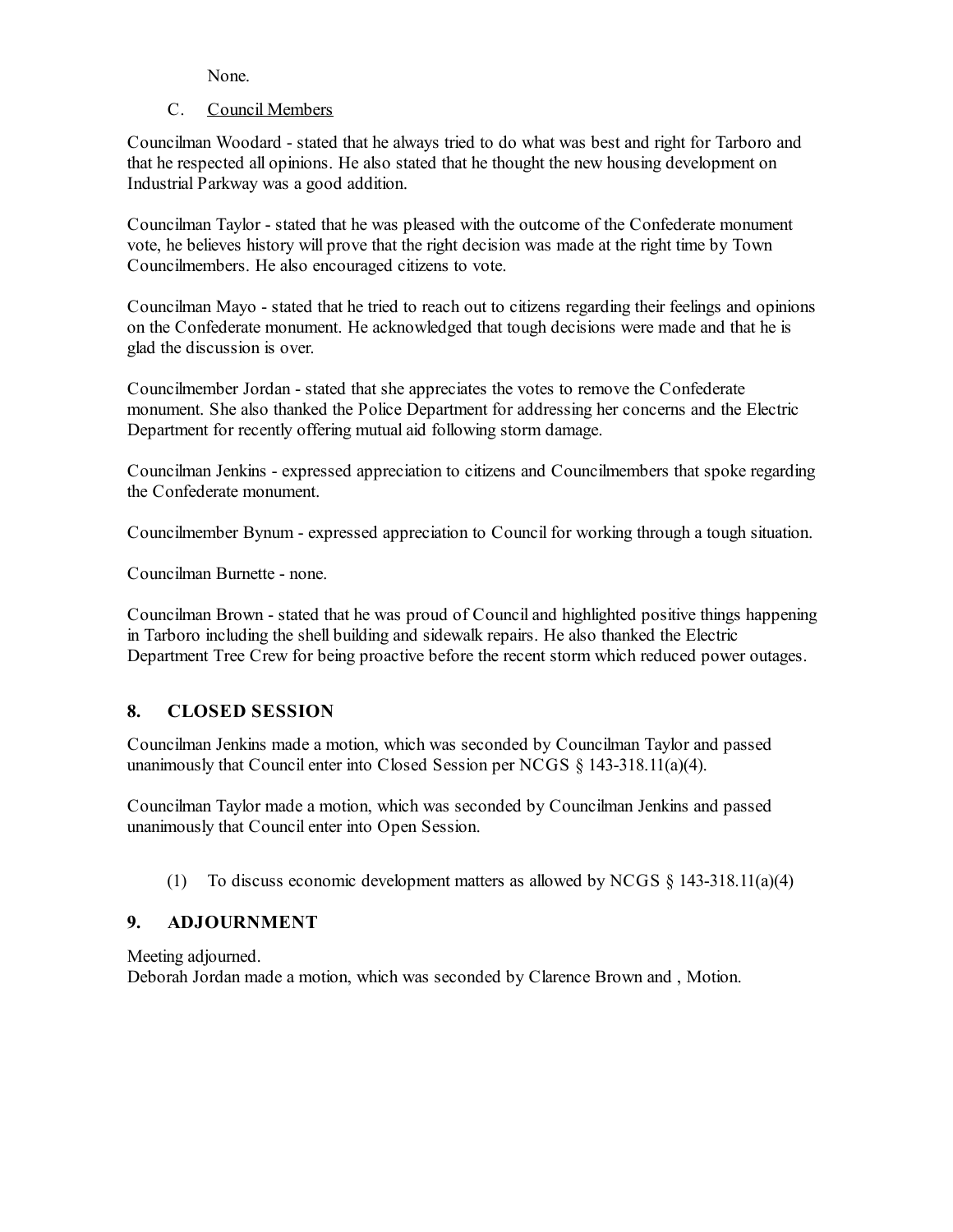None.

C. Council Members

Councilman Woodard - stated that he always tried to do what was best and right for Tarboro and that he respected all opinions. He also stated that he thought the new housing development on Industrial Parkway was a good addition.

Councilman Taylor - stated that he was pleased with the outcome of the Confederate monument vote, he believes history will prove that the right decision was made at the right time by Town Councilmembers. He also encouraged citizens to vote.

Councilman Mayo - stated that he tried to reach out to citizens regarding their feelings and opinions on the Confederate monument. He acknowledged that tough decisions were made and that he is glad the discussion is over.

Councilmember Jordan - stated that she appreciates the votes to remove the Confederate monument. She also thanked the Police Department for addressing her concerns and the Electric Department for recently offering mutual aid following storm damage.

Councilman Jenkins - expressed appreciation to citizens and Councilmembers that spoke regarding the Confederate monument.

Councilmember Bynum - expressed appreciation to Council for working through a tough situation.

Councilman Burnette - none.

Councilman Brown - stated that he was proud of Council and highlighted positive things happening in Tarboro including the shell building and sidewalk repairs. He also thanked the Electric Department Tree Crew for being proactive before the recent storm which reduced power outages.

## 8. CLOSED SESSION

Councilman Jenkins made a motion, which was seconded by Councilman Taylor and passed unanimously that Council enter into Closed Session per NCGS § 143-318.11(a)(4).

Councilman Taylor made a motion, which was seconded by Councilman Jenkins and passed unanimously that Council enter into Open Session.

(1) To discuss economic development matters as allowed by NCGS § 143-318.11(a)(4)

## 9. ADJOURNMENT

Meeting adjourned.
Deborah Jordan made a motion, which was seconded by Clarence Brown and , Motion.